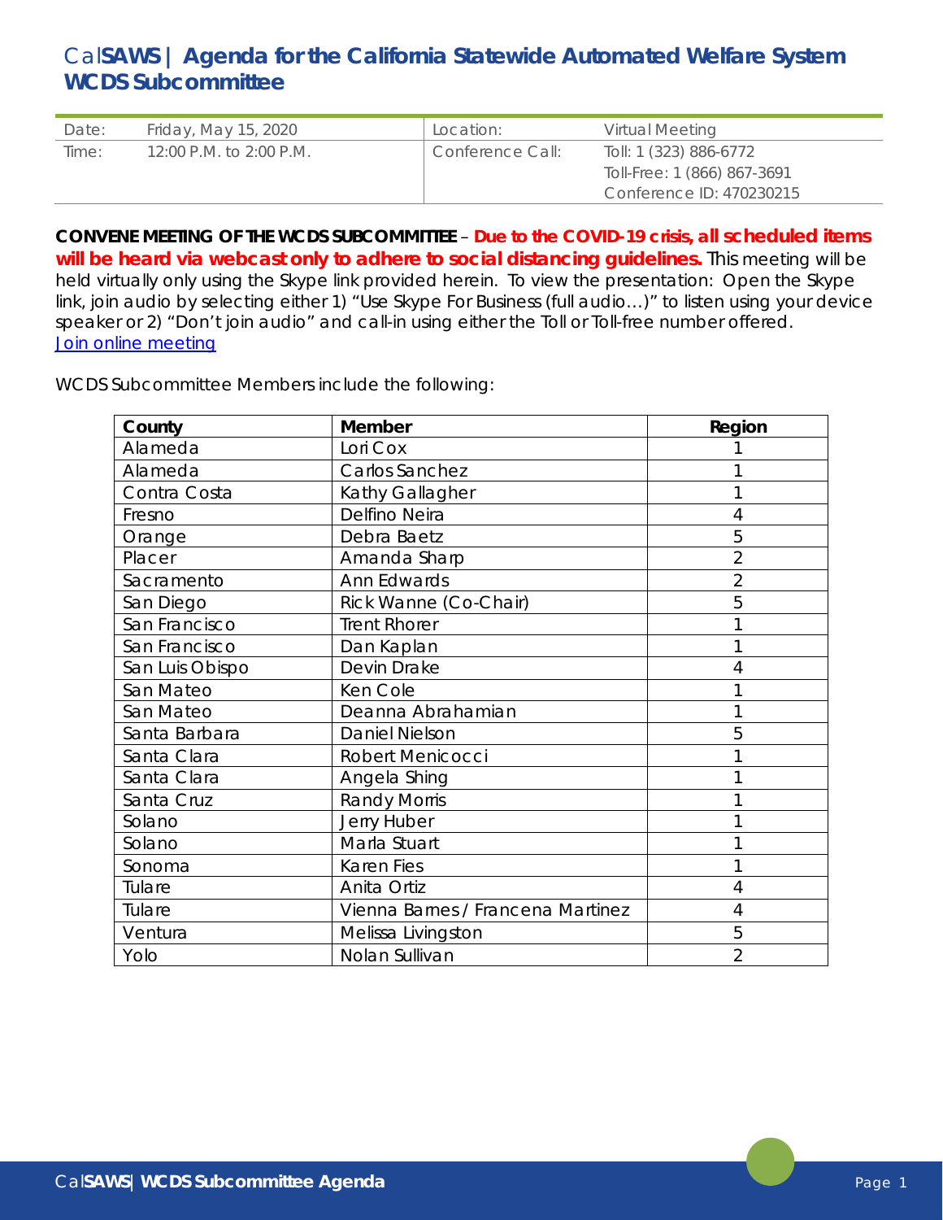# Cal**SAWS** | Agenda for the California Statewide Automated Welfare System WCDS Subcommittee

| Date: | Friday, May 15, 2020 | Location: | Virtual Meeting |
|---|---|---|---|
| Time: | 12:00 P.M. to 2:00 P.M. | Conference Call: | Toll: 1 (323) 886-6772<br>Toll-Free: 1 (866) 867-3691<br>Conference ID: 470230215 |

**CONVENE MEETING OF THE WCDS SUBCOMMITTEE** – **Due to the COVID-19 crisis, all scheduled items will be heard via webcast only to adhere to social distancing guidelines.** This meeting will be held virtually only using the Skype link provided herein. To view the presentation: Open the Skype link, join audio by selecting either 1) "Use Skype For Business (full audio…)" to listen using your device speaker or 2) "Don't join audio" and call-in using either the Toll or Toll-free number offered.
[Join online meeting]

WCDS Subcommittee Members include the following:

| County | Member | Region |
|---|---|---|
| Alameda | Lori Cox | 1 |
| Alameda | Carlos Sanchez | 1 |
| Contra Costa | Kathy Gallagher | 1 |
| Fresno | Delfino Neira | 4 |
| Orange | Debra Baetz | 5 |
| Placer | Amanda Sharp | 2 |
| Sacramento | Ann Edwards | 2 |
| San Diego | Rick Wanne (Co-Chair) | 5 |
| San Francisco | Trent Rhorer | 1 |
| San Francisco | Dan Kaplan | 1 |
| San Luis Obispo | Devin Drake | 4 |
| San Mateo | Ken Cole | 1 |
| San Mateo | Deanna Abrahamian | 1 |
| Santa Barbara | Daniel Nielson | 5 |
| Santa Clara | Robert Menicocci | 1 |
| Santa Clara | Angela Shing | 1 |
| Santa Cruz | Randy Morris | 1 |
| Solano | Jerry Huber | 1 |
| Solano | Marla Stuart | 1 |
| Sonoma | Karen Fies | 1 |
| Tulare | Anita Ortiz | 4 |
| Tulare | Vienna Barnes / Francena Martinez | 4 |
| Ventura | Melissa Livingston | 5 |
| Yolo | Nolan Sullivan | 2 |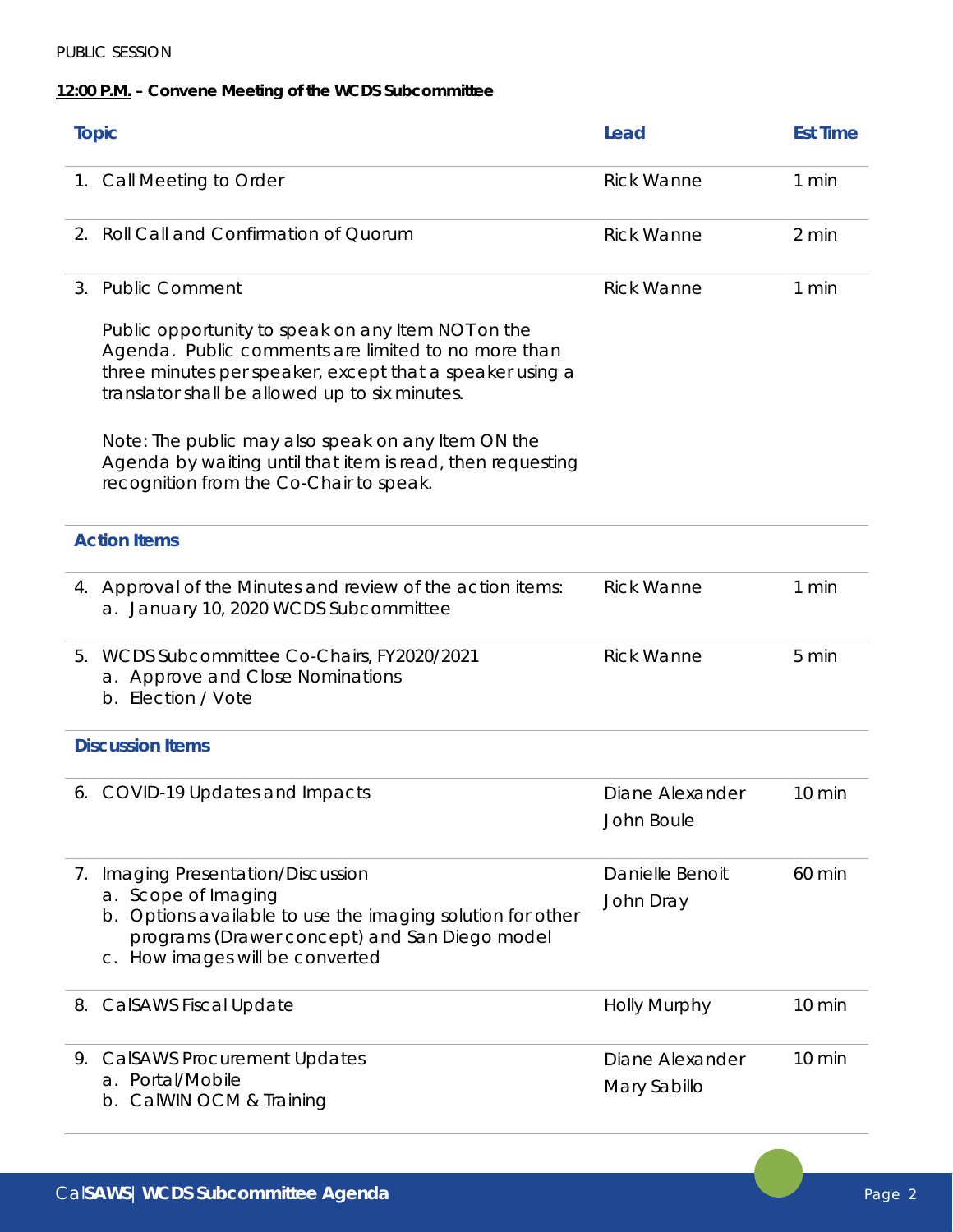PUBLIC SESSION

**12:00 P.M. – Convene Meeting of the WCDS Subcommittee**

| Topic | Lead | Est Time |
| --- | --- | --- |
| 1. Call Meeting to Order | Rick Wanne | 1 min |
| 2. Roll Call and Confirmation of Quorum | Rick Wanne | 2 min |
| 3. Public Comment<br><br>Public opportunity to speak on any Item NOT on the Agenda. Public comments are limited to no more than three minutes per speaker, except that a speaker using a translator shall be allowed up to six minutes.<br><br>Note: The public may also speak on any Item ON the Agenda by waiting until that item is read, then requesting recognition from the Co-Chair to speak. | Rick Wanne | 1 min |
| **Action Items** | | |
| 4. Approval of the Minutes and review of the action items:<br>a. January 10, 2020 WCDS Subcommittee | Rick Wanne | 1 min |
| 5. WCDS Subcommittee Co-Chairs, FY2020/2021<br>a. Approve and Close Nominations<br>b. Election / Vote | Rick Wanne | 5 min |
| **Discussion Items** | | |
| 6. COVID-19 Updates and Impacts | Diane Alexander<br>John Boule | 10 min |
| 7. Imaging Presentation/Discussion<br>a. Scope of Imaging<br>b. Options available to use the imaging solution for other programs (Drawer concept) and San Diego model<br>c. How images will be converted | Danielle Benoit<br>John Dray | 60 min |
| 8. CalSAWS Fiscal Update | Holly Murphy | 10 min |
| 9. CalSAWS Procurement Updates<br>a. Portal/Mobile<br>b. CalWIN OCM & Training | Diane Alexander<br>Mary Sabillo | 10 min |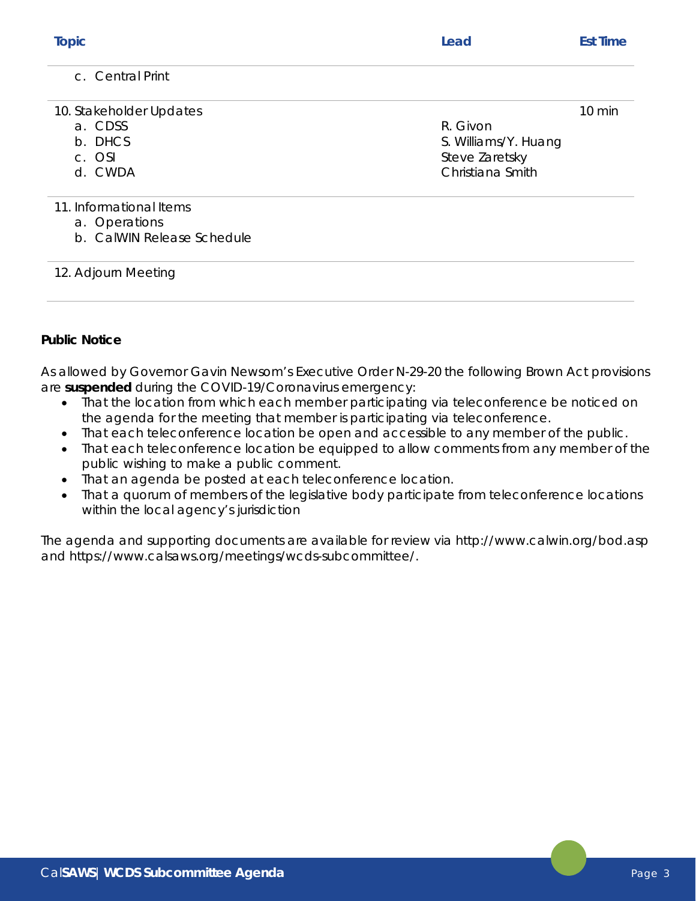| Topic | Lead | Est Time |
|---|---|---|
| c. Central Print | | |
| 10. Stakeholder Updates | | 10 min |
| a. CDSS | R. Givon | |
| b. DHCS | S. Williams/Y. Huang | |
| c. OSI | Steve Zaretsky | |
| d. CWDA | Christiana Smith | |
| 11. Informational Items | | |
| a. Operations | | |
| b. CalWIN Release Schedule | | |
| 12. Adjourn Meeting | | |

**Public Notice**

As allowed by Governor Gavin Newsom's Executive Order N-29-20 the following Brown Act provisions are **suspended** during the COVID-19/Coronavirus emergency:

- That the location from which each member participating via teleconference be noticed on the agenda for the meeting that member is participating via teleconference.
- That each teleconference location be open and accessible to any member of the public.
- That each teleconference location be equipped to allow comments from any member of the public wishing to make a public comment.
- That an agenda be posted at each teleconference location.
- That a quorum of members of the legislative body participate from teleconference locations within the local agency's jurisdiction

The agenda and supporting documents are available for review via http://www.calwin.org/bod.asp and https://www.calsaws.org/meetings/wcds-subcommittee/.